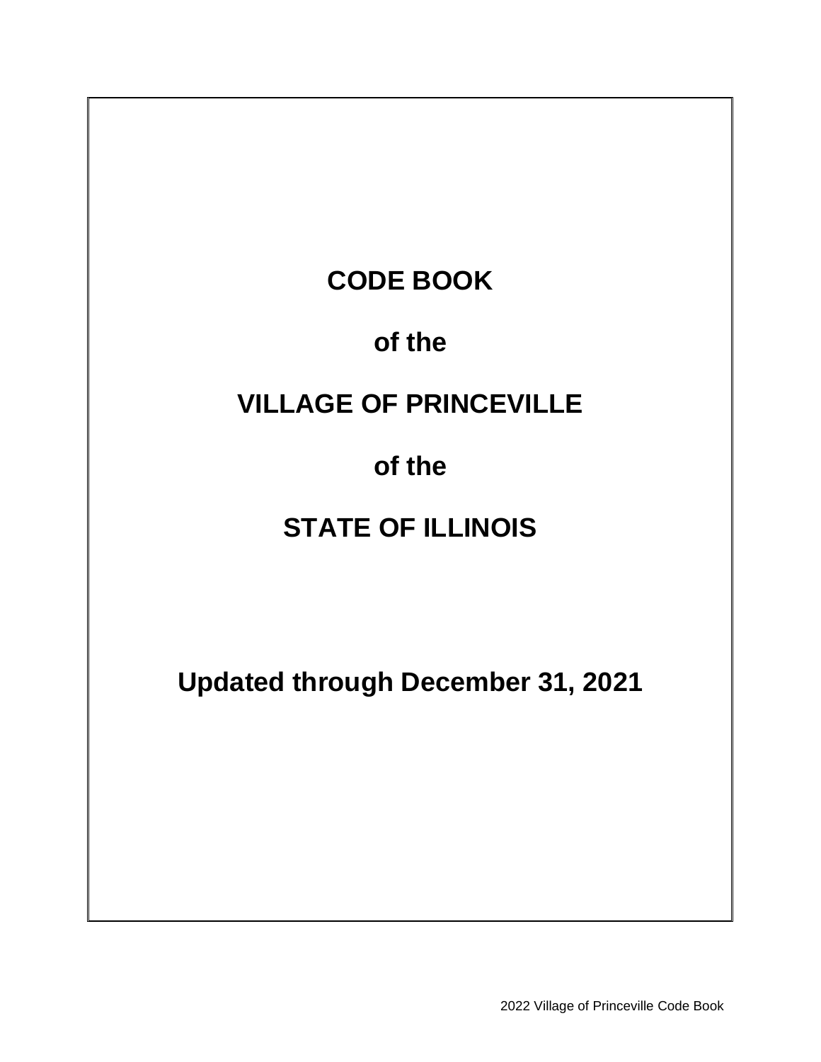# CODE BOOK

# of the

# VILLAGE OF PRINCEVILLE

# of the

# STATE OF ILLINOIS

**Updated through December 31, 2021**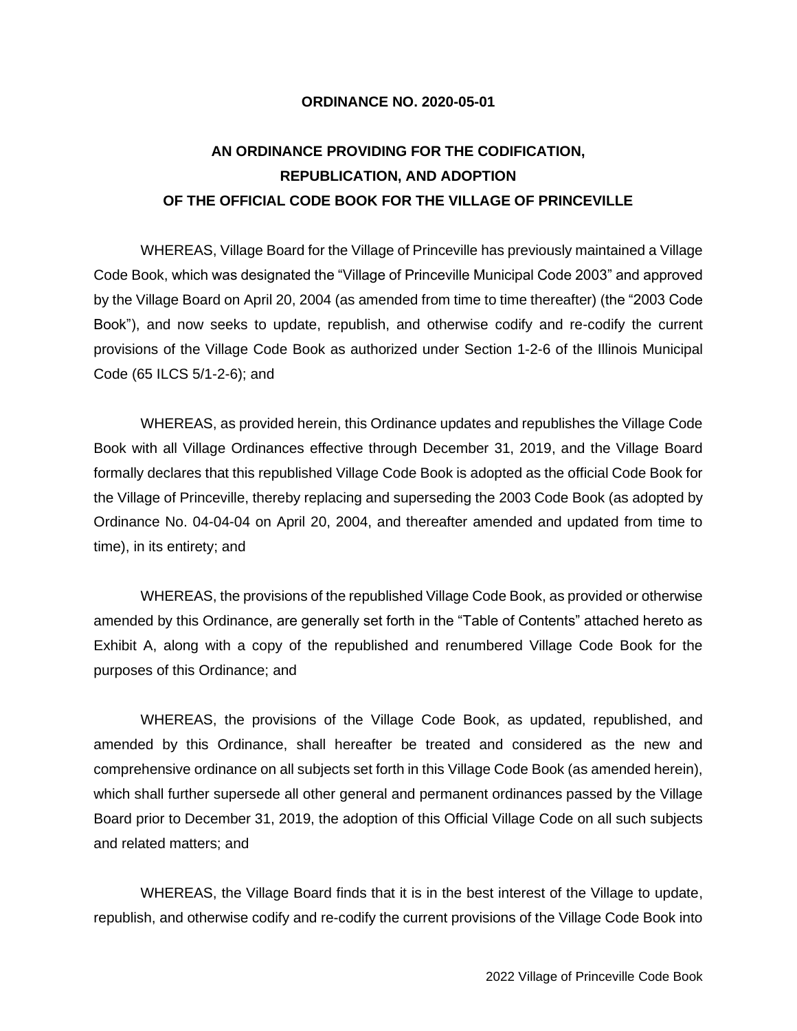**ORDINANCE NO. 2020-05-01**

**AN ORDINANCE PROVIDING FOR THE CODIFICATION, REPUBLICATION, AND ADOPTION OF THE OFFICIAL CODE BOOK FOR THE VILLAGE OF PRINCEVILLE**

WHEREAS, Village Board for the Village of Princeville has previously maintained a Village Code Book, which was designated the "Village of Princeville Municipal Code 2003" and approved by the Village Board on April 20, 2004 (as amended from time to time thereafter) (the "2003 Code Book"), and now seeks to update, republish, and otherwise codify and re-codify the current provisions of the Village Code Book as authorized under Section 1-2-6 of the Illinois Municipal Code (65 ILCS 5/1-2-6); and

WHEREAS, as provided herein, this Ordinance updates and republishes the Village Code Book with all Village Ordinances effective through December 31, 2019, and the Village Board formally declares that this republished Village Code Book is adopted as the official Code Book for the Village of Princeville, thereby replacing and superseding the 2003 Code Book (as adopted by Ordinance No. 04-04-04 on April 20, 2004, and thereafter amended and updated from time to time), in its entirety; and

WHEREAS, the provisions of the republished Village Code Book, as provided or otherwise amended by this Ordinance, are generally set forth in the "Table of Contents" attached hereto as Exhibit A, along with a copy of the republished and renumbered Village Code Book for the purposes of this Ordinance; and

WHEREAS, the provisions of the Village Code Book, as updated, republished, and amended by this Ordinance, shall hereafter be treated and considered as the new and comprehensive ordinance on all subjects set forth in this Village Code Book (as amended herein), which shall further supersede all other general and permanent ordinances passed by the Village Board prior to December 31, 2019, the adoption of this Official Village Code on all such subjects and related matters; and

WHEREAS, the Village Board finds that it is in the best interest of the Village to update, republish, and otherwise codify and re-codify the current provisions of the Village Code Book into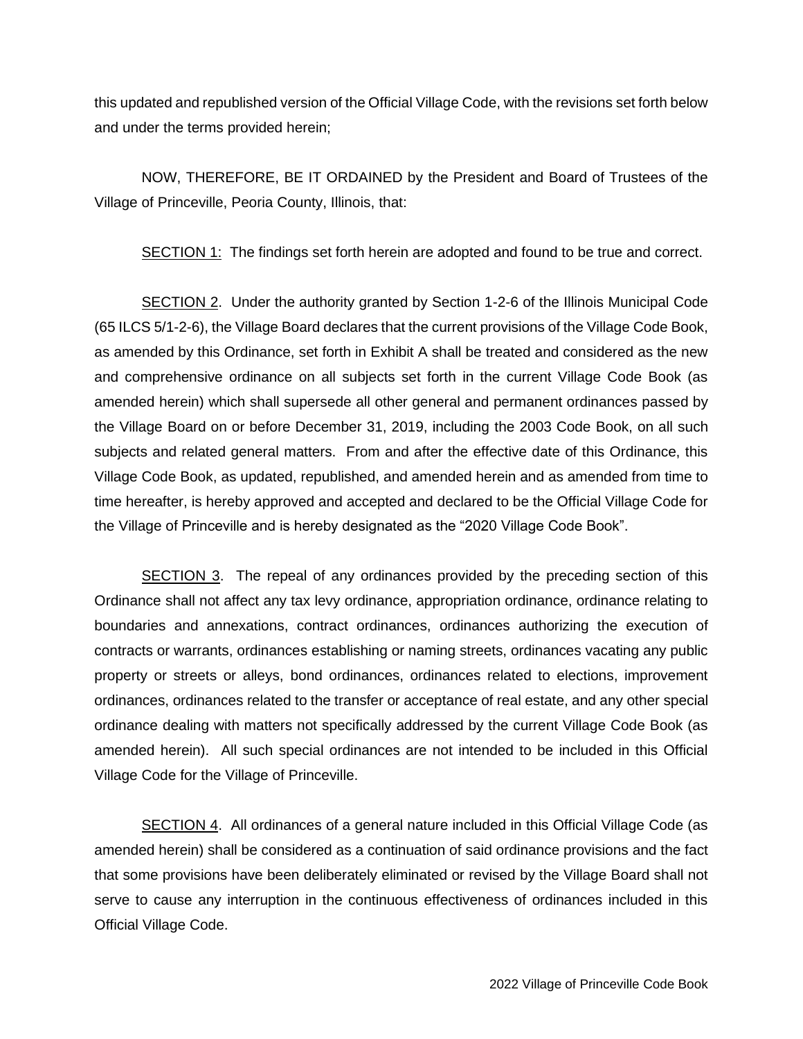this updated and republished version of the Official Village Code, with the revisions set forth below and under the terms provided herein;

NOW, THEREFORE, BE IT ORDAINED by the President and Board of Trustees of the Village of Princeville, Peoria County, Illinois, that:

SECTION 1: The findings set forth herein are adopted and found to be true and correct.

SECTION 2. Under the authority granted by Section 1-2-6 of the Illinois Municipal Code (65 ILCS 5/1-2-6), the Village Board declares that the current provisions of the Village Code Book, as amended by this Ordinance, set forth in Exhibit A shall be treated and considered as the new and comprehensive ordinance on all subjects set forth in the current Village Code Book (as amended herein) which shall supersede all other general and permanent ordinances passed by the Village Board on or before December 31, 2019, including the 2003 Code Book, on all such subjects and related general matters. From and after the effective date of this Ordinance, this Village Code Book, as updated, republished, and amended herein and as amended from time to time hereafter, is hereby approved and accepted and declared to be the Official Village Code for the Village of Princeville and is hereby designated as the "2020 Village Code Book".

SECTION 3. The repeal of any ordinances provided by the preceding section of this Ordinance shall not affect any tax levy ordinance, appropriation ordinance, ordinance relating to boundaries and annexations, contract ordinances, ordinances authorizing the execution of contracts or warrants, ordinances establishing or naming streets, ordinances vacating any public property or streets or alleys, bond ordinances, ordinances related to elections, improvement ordinances, ordinances related to the transfer or acceptance of real estate, and any other special ordinance dealing with matters not specifically addressed by the current Village Code Book (as amended herein). All such special ordinances are not intended to be included in this Official Village Code for the Village of Princeville.

SECTION 4. All ordinances of a general nature included in this Official Village Code (as amended herein) shall be considered as a continuation of said ordinance provisions and the fact that some provisions have been deliberately eliminated or revised by the Village Board shall not serve to cause any interruption in the continuous effectiveness of ordinances included in this Official Village Code.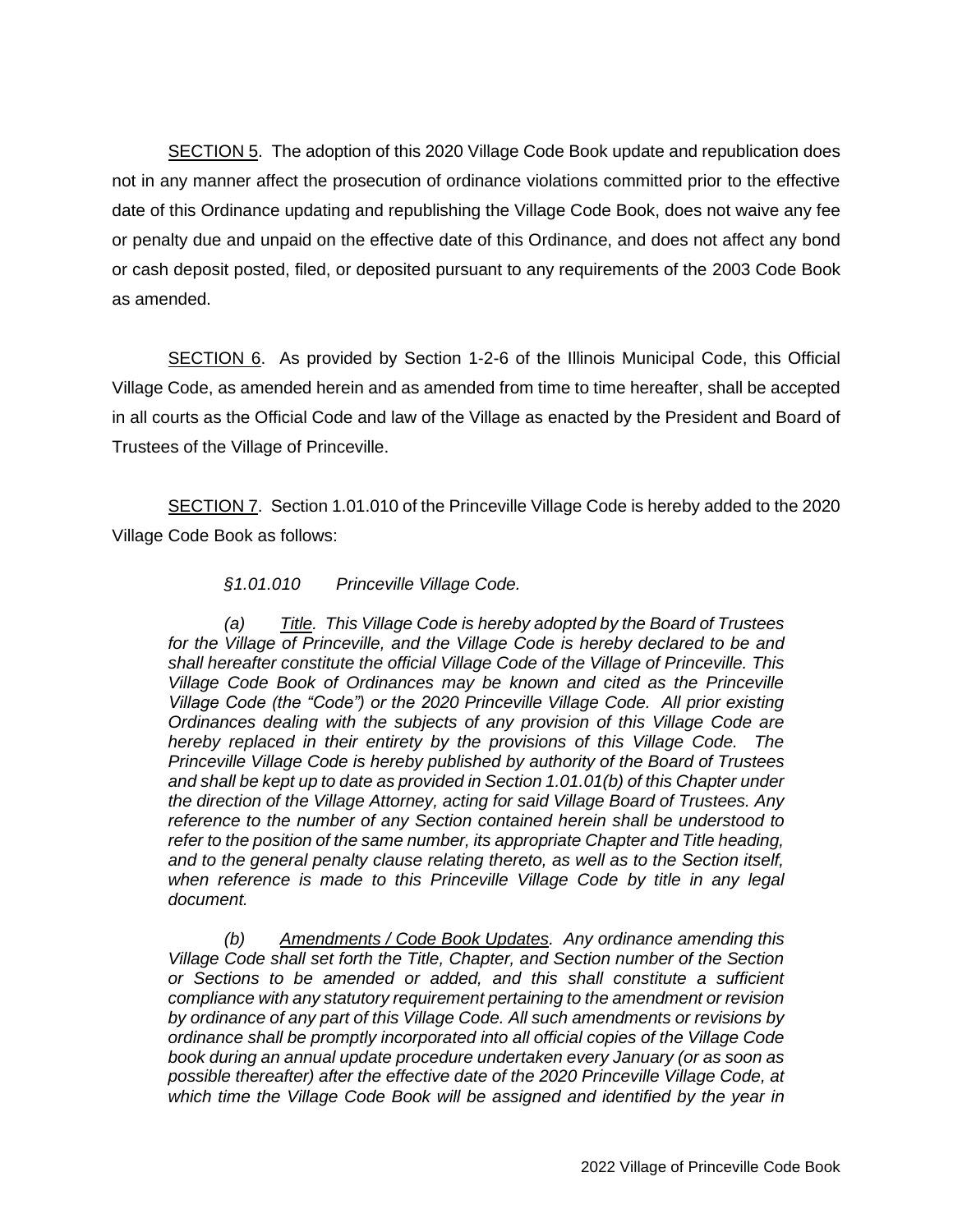SECTION 5. The adoption of this 2020 Village Code Book update and republication does not in any manner affect the prosecution of ordinance violations committed prior to the effective date of this Ordinance updating and republishing the Village Code Book, does not waive any fee or penalty due and unpaid on the effective date of this Ordinance, and does not affect any bond or cash deposit posted, filed, or deposited pursuant to any requirements of the 2003 Code Book as amended.

SECTION 6. As provided by Section 1-2-6 of the Illinois Municipal Code, this Official Village Code, as amended herein and as amended from time to time hereafter, shall be accepted in all courts as the Official Code and law of the Village as enacted by the President and Board of Trustees of the Village of Princeville.

SECTION 7. Section 1.01.010 of the Princeville Village Code is hereby added to the 2020 Village Code Book as follows:

*§1.01.010 Princeville Village Code.*

*(a) Title. This Village Code is hereby adopted by the Board of Trustees for the Village of Princeville, and the Village Code is hereby declared to be and shall hereafter constitute the official Village Code of the Village of Princeville. This Village Code Book of Ordinances may be known and cited as the Princeville Village Code (the "Code") or the 2020 Princeville Village Code. All prior existing Ordinances dealing with the subjects of any provision of this Village Code are hereby replaced in their entirety by the provisions of this Village Code. The Princeville Village Code is hereby published by authority of the Board of Trustees and shall be kept up to date as provided in Section 1.01.01(b) of this Chapter under the direction of the Village Attorney, acting for said Village Board of Trustees. Any reference to the number of any Section contained herein shall be understood to refer to the position of the same number, its appropriate Chapter and Title heading, and to the general penalty clause relating thereto, as well as to the Section itself, when reference is made to this Princeville Village Code by title in any legal document.*

*(b) Amendments / Code Book Updates. Any ordinance amending this Village Code shall set forth the Title, Chapter, and Section number of the Section or Sections to be amended or added, and this shall constitute a sufficient compliance with any statutory requirement pertaining to the amendment or revision by ordinance of any part of this Village Code. All such amendments or revisions by ordinance shall be promptly incorporated into all official copies of the Village Code book during an annual update procedure undertaken every January (or as soon as possible thereafter) after the effective date of the 2020 Princeville Village Code, at which time the Village Code Book will be assigned and identified by the year in*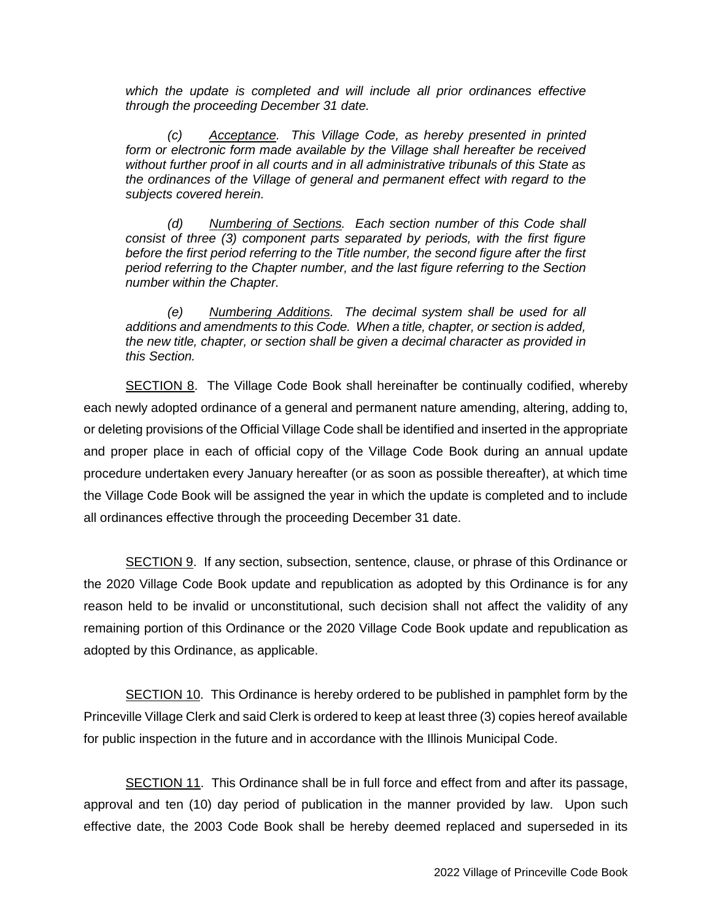*which the update is completed and will include all prior ordinances effective through the proceeding December 31 date.*

*(c) Acceptance. This Village Code, as hereby presented in printed form or electronic form made available by the Village shall hereafter be received without further proof in all courts and in all administrative tribunals of this State as the ordinances of the Village of general and permanent effect with regard to the subjects covered herein.*

*(d) Numbering of Sections. Each section number of this Code shall consist of three (3) component parts separated by periods, with the first figure before the first period referring to the Title number, the second figure after the first period referring to the Chapter number, and the last figure referring to the Section number within the Chapter.*

*(e) Numbering Additions. The decimal system shall be used for all additions and amendments to this Code. When a title, chapter, or section is added, the new title, chapter, or section shall be given a decimal character as provided in this Section.*

SECTION 8. The Village Code Book shall hereinafter be continually codified, whereby each newly adopted ordinance of a general and permanent nature amending, altering, adding to, or deleting provisions of the Official Village Code shall be identified and inserted in the appropriate and proper place in each of official copy of the Village Code Book during an annual update procedure undertaken every January hereafter (or as soon as possible thereafter), at which time the Village Code Book will be assigned the year in which the update is completed and to include all ordinances effective through the proceeding December 31 date.

SECTION 9. If any section, subsection, sentence, clause, or phrase of this Ordinance or the 2020 Village Code Book update and republication as adopted by this Ordinance is for any reason held to be invalid or unconstitutional, such decision shall not affect the validity of any remaining portion of this Ordinance or the 2020 Village Code Book update and republication as adopted by this Ordinance, as applicable.

SECTION 10. This Ordinance is hereby ordered to be published in pamphlet form by the Princeville Village Clerk and said Clerk is ordered to keep at least three (3) copies hereof available for public inspection in the future and in accordance with the Illinois Municipal Code.

SECTION 11. This Ordinance shall be in full force and effect from and after its passage, approval and ten (10) day period of publication in the manner provided by law. Upon such effective date, the 2003 Code Book shall be hereby deemed replaced and superseded in its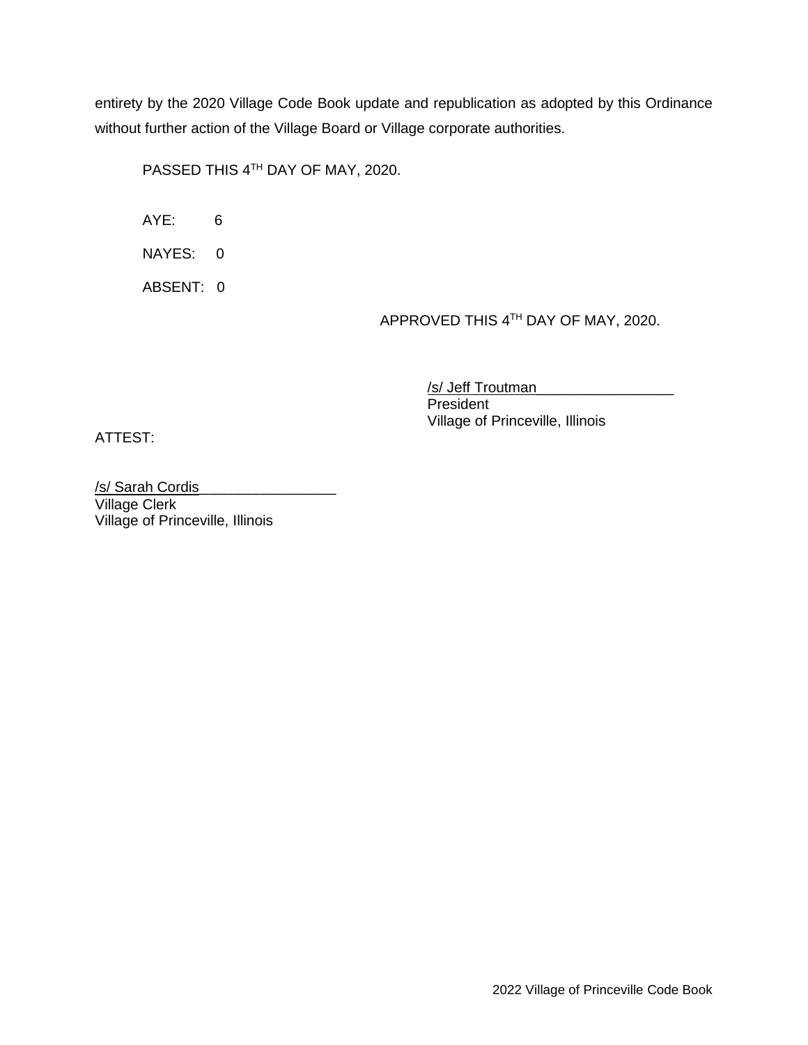entirety by the 2020 Village Code Book update and republication as adopted by this Ordinance without further action of the Village Board or Village corporate authorities.

PASSED THIS 4TH DAY OF MAY, 2020.

AYE: 6

NAYES: 0

ABSENT: 0

APPROVED THIS 4TH DAY OF MAY, 2020.

/s/ Jeff Troutman
President
Village of Princeville, Illinois

ATTEST:

/s/ Sarah Cordis
Village Clerk
Village of Princeville, Illinois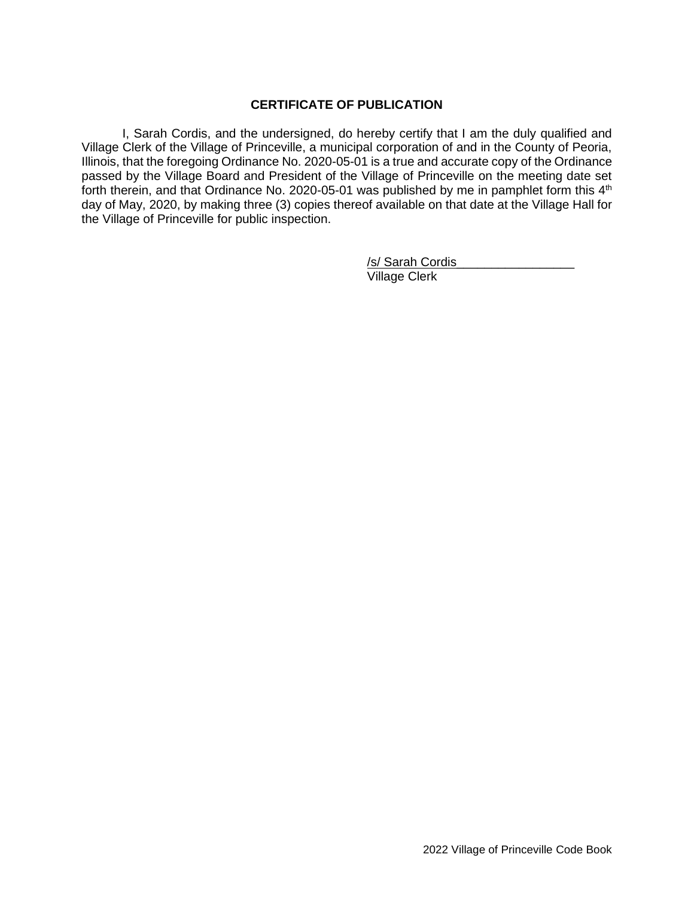# CERTIFICATE OF PUBLICATION

I, Sarah Cordis, and the undersigned, do hereby certify that I am the duly qualified and Village Clerk of the Village of Princeville, a municipal corporation of and in the County of Peoria, Illinois, that the foregoing Ordinance No. 2020-05-01 is a true and accurate copy of the Ordinance passed by the Village Board and President of the Village of Princeville on the meeting date set forth therein, and that Ordinance No. 2020-05-01 was published by me in pamphlet form this 4th day of May, 2020, by making three (3) copies thereof available on that date at the Village Hall for the Village of Princeville for public inspection.

/s/ Sarah Cordis_________________
Village Clerk